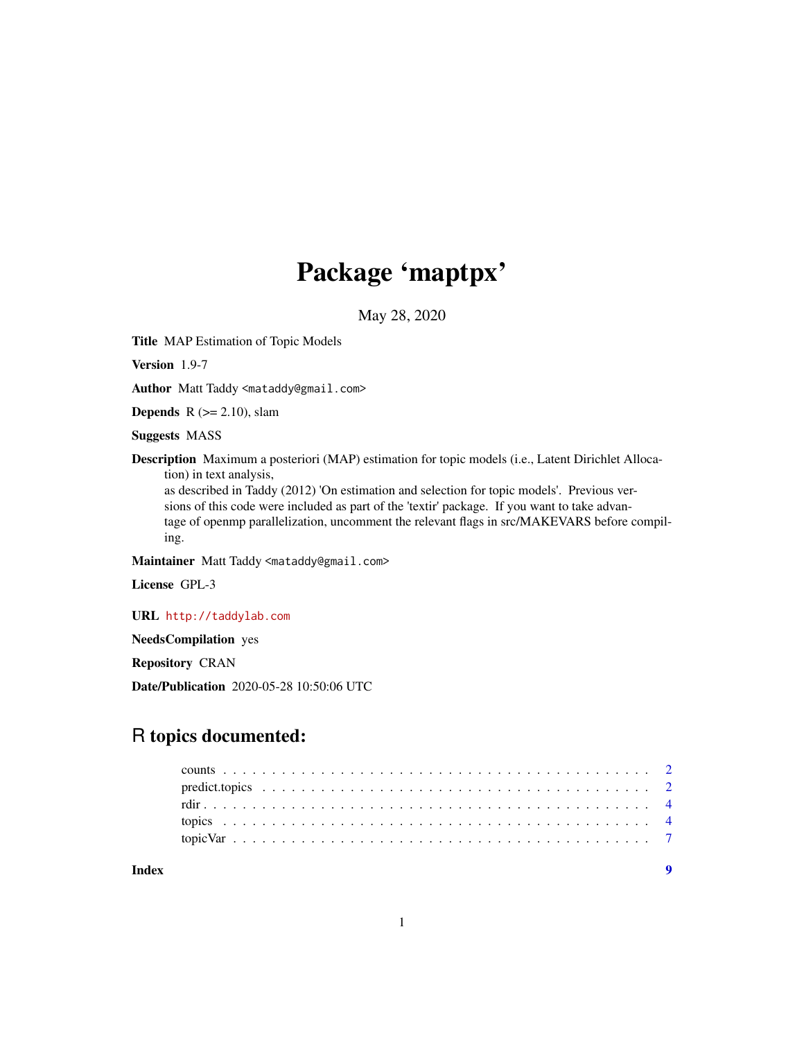# Package 'maptpx'

May 28, 2020

**Title** MAP Estimation of Topic Models

**Version** 1.9-7

**Author** Matt Taddy <mataddy@gmail.com>

**Depends** R (>= 2.10), slam

**Suggests** MASS

**Description** Maximum a posteriori (MAP) estimation for topic models (i.e., Latent Dirichlet Allocation) in text analysis,
as described in Taddy (2012) 'On estimation and selection for topic models'. Previous versions of this code were included as part of the 'textir' package. If you want to take advantage of openmp parallelization, uncomment the relevant flags in src/MAKEVARS before compiling.

**Maintainer** Matt Taddy <mataddy@gmail.com>

**License** GPL-3

**URL** http://taddylab.com

**NeedsCompilation** yes

**Repository** CRAN

**Date/Publication** 2020-05-28 10:50:06 UTC

## R topics documented:

- counts . . . . . . . . . . . . . . . . . . . . . . . . . . . . . . . . . . . . . . . . . . 2
- predict.topics . . . . . . . . . . . . . . . . . . . . . . . . . . . . . . . . . . . . . . 2
- rdir . . . . . . . . . . . . . . . . . . . . . . . . . . . . . . . . . . . . . . . . . . . . 4
- topics . . . . . . . . . . . . . . . . . . . . . . . . . . . . . . . . . . . . . . . . . . 4
- topicVar . . . . . . . . . . . . . . . . . . . . . . . . . . . . . . . . . . . . . . . . . 7

**Index** 9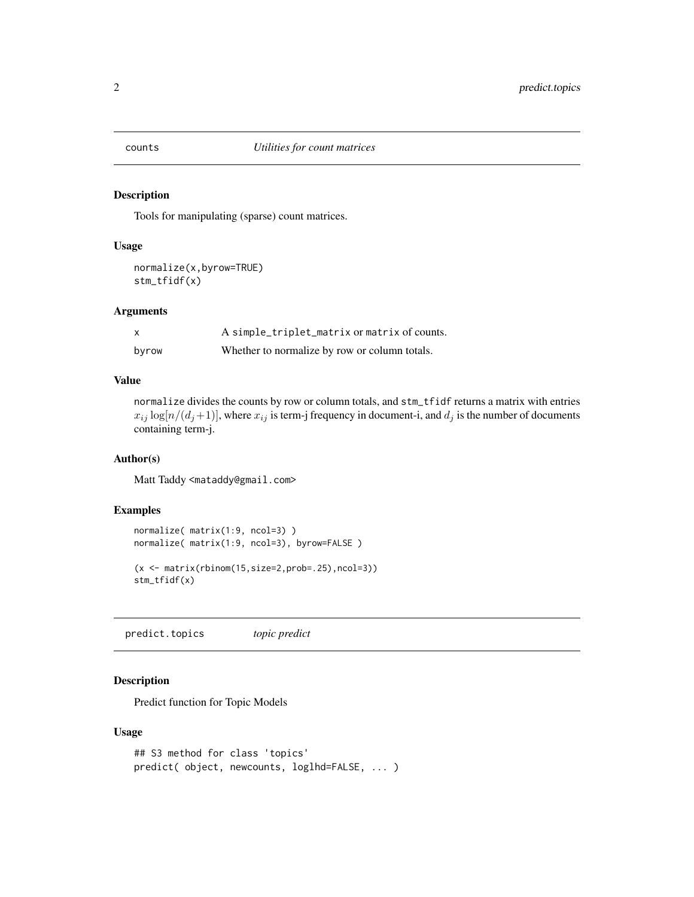## counts *Utilities for count matrices*

### Description

Tools for manipulating (sparse) count matrices.

### Usage

```
normalize(x,byrow=TRUE)
stm_tfidf(x)
```

### Arguments

| | |
|---|---|
| x | A simple_triplet_matrix or matrix of counts. |
| byrow | Whether to normalize by row or column totals. |

### Value

normalize divides the counts by row or column totals, and stm_tfidf returns a matrix with entries $x_{ij} \log[n/(d_j+1)]$, where $x_{ij}$ is term-j frequency in document-i, and $d_j$ is the number of documents containing term-j.

### Author(s)

Matt Taddy <mataddy@gmail.com>

### Examples

```
normalize( matrix(1:9, ncol=3) )
normalize( matrix(1:9, ncol=3), byrow=FALSE )

(x <- matrix(rbinom(15,size=2,prob=.25),ncol=3))
stm_tfidf(x)
```

## predict.topics *topic predict*

### Description

Predict function for Topic Models

### Usage

```
## S3 method for class 'topics'
predict( object, newcounts, loglhd=FALSE, ... )
```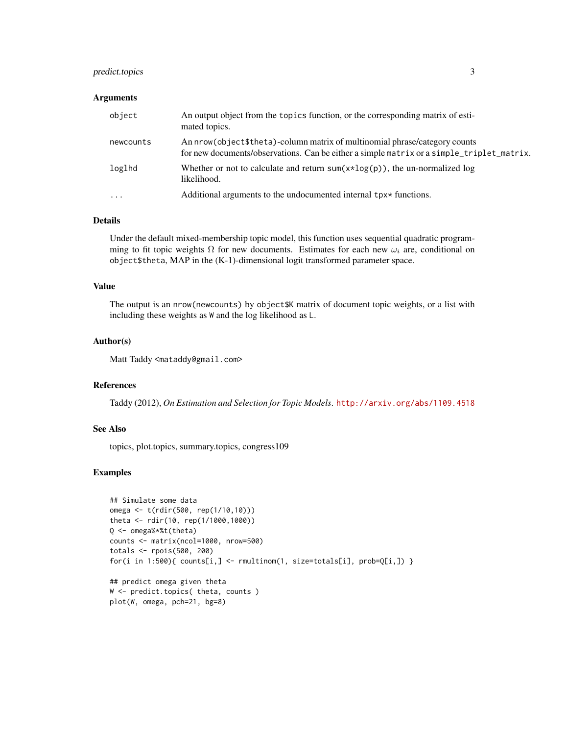## Arguments

| | |
|---|---|
| `object` | An output object from the `topics` function, or the corresponding matrix of estimated topics. |
| `newcounts` | An `nrow(object$theta)`-column matrix of multinomial phrase/category counts for new documents/observations. Can be either a simple `matrix` or a `simple_triplet_matrix`. |
| `loglhd` | Whether or not to calculate and return `sum(x*log(p))`, the un-normalized log likelihood. |
| `...` | Additional arguments to the undocumented internal `tpx*` functions. |

## Details

Under the default mixed-membership topic model, this function uses sequential quadratic programming to fit topic weights $\Omega$ for new documents. Estimates for each new $\omega_i$ are, conditional on `object$theta`, MAP in the (K-1)-dimensional logit transformed parameter space.

## Value

The output is an `nrow(newcounts)` by `object$K` matrix of document topic weights, or a list with including these weights as `W` and the log likelihood as `L`.

## Author(s)

Matt Taddy <mataddy@gmail.com>

## References

Taddy (2012), *On Estimation and Selection for Topic Models*. http://arxiv.org/abs/1109.4518

## See Also

topics, plot.topics, summary.topics, congress109

## Examples

```
## Simulate some data
omega <- t(rdir(500, rep(1/10,10)))
theta <- rdir(10, rep(1/1000,1000))
Q <- omega%*%t(theta)
counts <- matrix(ncol=1000, nrow=500)
totals <- rpois(500, 200)
for(i in 1:500){ counts[i,] <- rmultinom(1, size=totals[i], prob=Q[i,]) }

## predict omega given theta
W <- predict.topics( theta, counts )
plot(W, omega, pch=21, bg=8)
```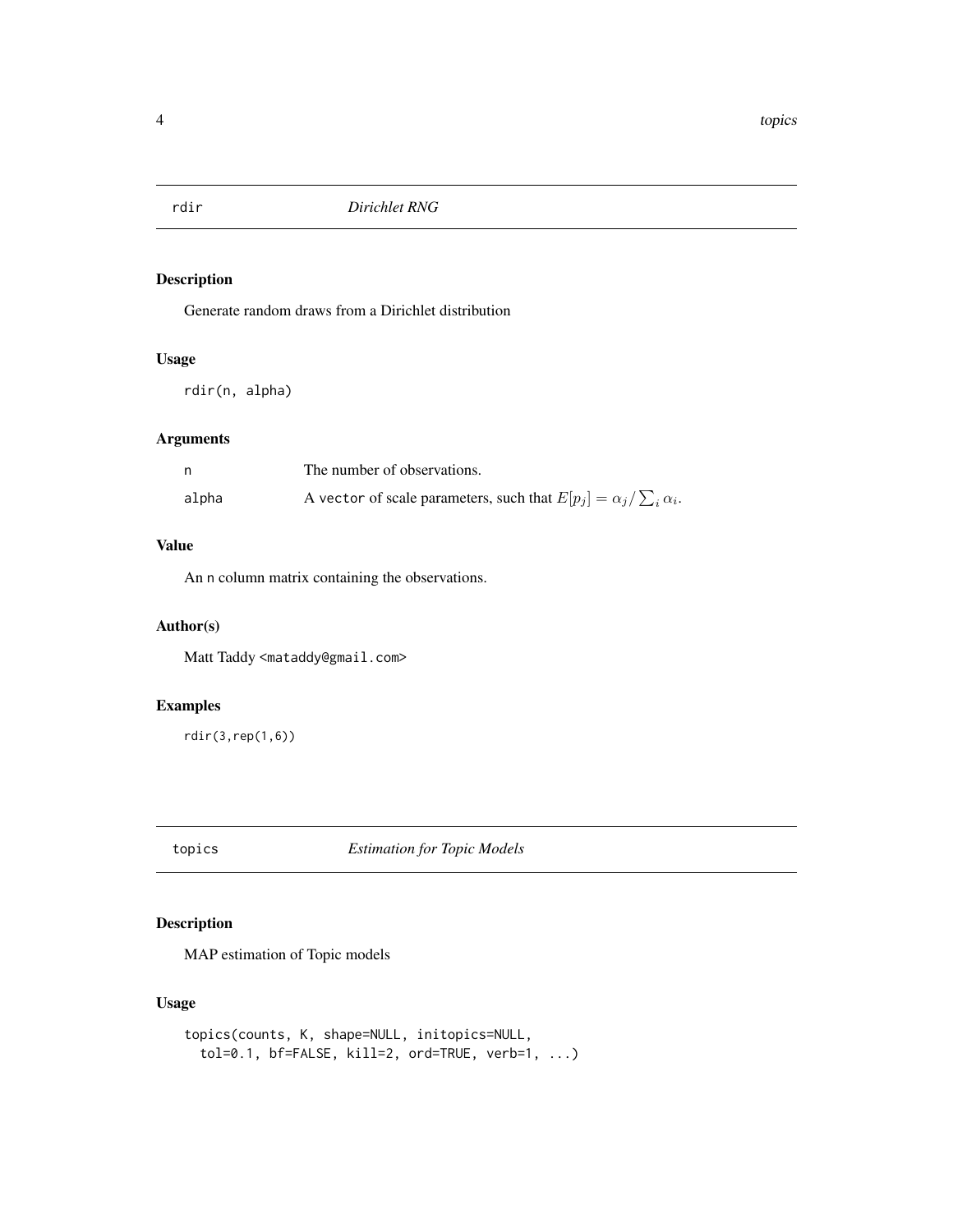## rdir *Dirichlet RNG*

### Description

Generate random draws from a Dirichlet distribution

### Usage

```
rdir(n, alpha)
```

### Arguments

| | |
|---|---|
| n | The number of observations. |
| alpha | A vector of scale parameters, such that $E[p_j] = \alpha_j / \sum_i \alpha_i$. |

### Value

An n column matrix containing the observations.

### Author(s)

Matt Taddy <mataddy@gmail.com>

### Examples

```
rdir(3,rep(1,6))
```

## topics *Estimation for Topic Models*

### Description

MAP estimation of Topic models

### Usage

```
topics(counts, K, shape=NULL, initopics=NULL,
  tol=0.1, bf=FALSE, kill=2, ord=TRUE, verb=1, ...)
```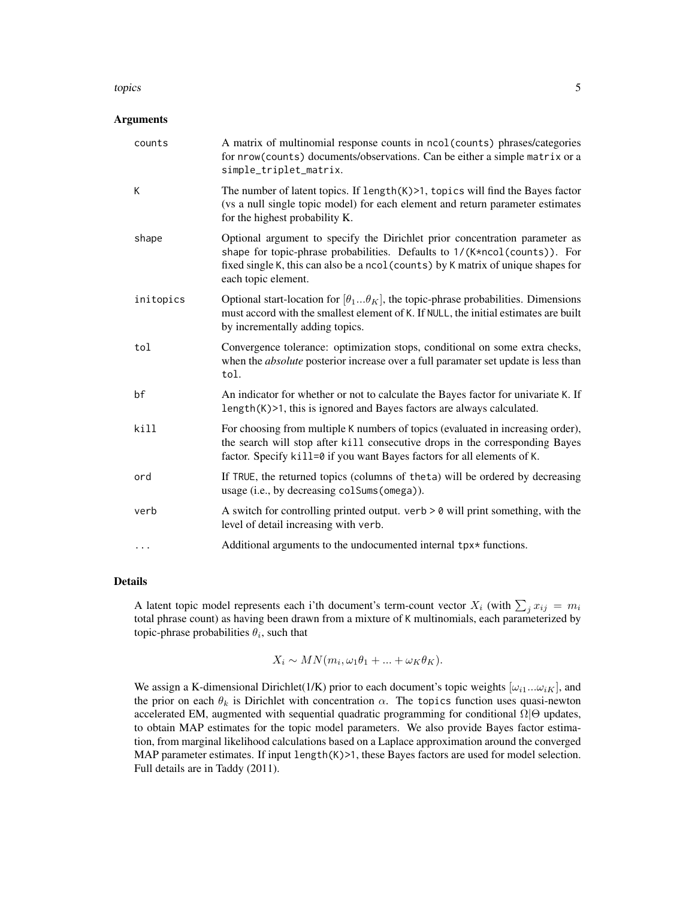## Arguments

- `counts` — A matrix of multinomial response counts in `ncol(counts)` phrases/categories for `nrow(counts)` documents/observations. Can be either a simple `matrix` or a `simple_triplet_matrix`.
- `K` — The number of latent topics. If `length(K)>1`, `topics` will find the Bayes factor (vs a null single topic model) for each element and return parameter estimates for the highest probability K.
- `shape` — Optional argument to specify the Dirichlet prior concentration parameter as shape for topic-phrase probabilities. Defaults to `1/(K*ncol(counts))`. For fixed single `K`, this can also be a `ncol(counts)` by `K` matrix of unique shapes for each topic element.
- `initopics` — Optional start-location for $[\theta_1 ... \theta_K]$, the topic-phrase probabilities. Dimensions must accord with the smallest element of `K`. If `NULL`, the initial estimates are built by incrementally adding topics.
- `tol` — Convergence tolerance: optimization stops, conditional on some extra checks, when the *absolute* posterior increase over a full paramater set update is less than `tol`.
- `bf` — An indicator for whether or not to calculate the Bayes factor for univariate `K`. If `length(K)>1`, this is ignored and Bayes factors are always calculated.
- `kill` — For choosing from multiple `K` numbers of topics (evaluated in increasing order), the search will stop after `kill` consecutive drops in the corresponding Bayes factor. Specify `kill=0` if you want Bayes factors for all elements of `K`.
- `ord` — If `TRUE`, the returned topics (columns of `theta`) will be ordered by decreasing usage (i.e., by decreasing `colSums(omega)`).
- `verb` — A switch for controlling printed output. `verb > 0` will print something, with the level of detail increasing with `verb`.
- `...` — Additional arguments to the undocumented internal `tpx*` functions.

## Details

A latent topic model represents each i'th document's term-count vector $X_i$ (with $\sum_j x_{ij} = m_i$ total phrase count) as having been drawn from a mixture of `K` multinomials, each parameterized by topic-phrase probabilities $\theta_i$, such that

$$X_i \sim MN(m_i, \omega_1\theta_1 + ... + \omega_K\theta_K).$$

We assign a K-dimensional Dirichlet(1/K) prior to each document's topic weights $[\omega_{i1} ... \omega_{iK}]$, and the prior on each $\theta_k$ is Dirichlet with concentration $\alpha$. The `topics` function uses quasi-newton accelerated EM, augmented with sequential quadratic programming for conditional $\Omega|\Theta$ updates, to obtain MAP estimates for the topic model parameters. We also provide Bayes factor estimation, from marginal likelihood calculations based on a Laplace approximation around the converged MAP parameter estimates. If input `length(K)>1`, these Bayes factors are used for model selection. Full details are in Taddy (2011).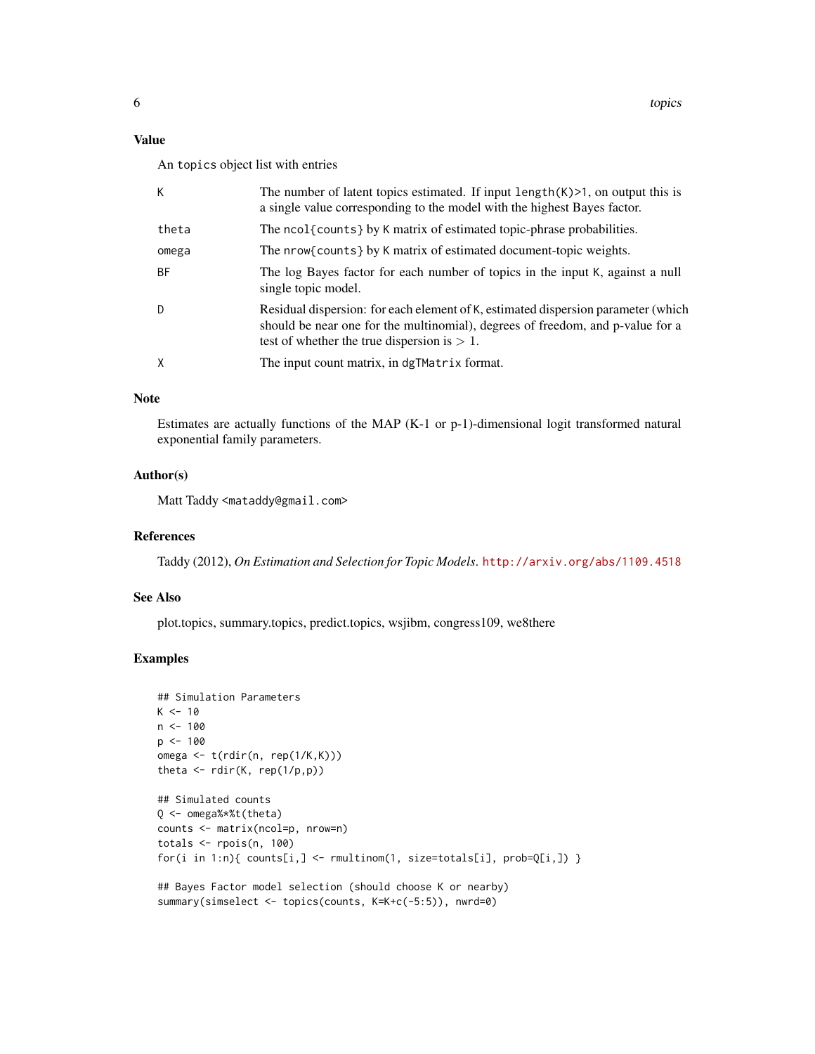## Value

An `topics` object list with entries

| | |
|---|---|
| `K` | The number of latent topics estimated. If input `length(K)>1`, on output this is a single value corresponding to the model with the highest Bayes factor. |
| `theta` | The `ncol{counts}` by `K` matrix of estimated topic-phrase probabilities. |
| `omega` | The `nrow{counts}` by `K` matrix of estimated document-topic weights. |
| `BF` | The log Bayes factor for each number of topics in the input `K`, against a null single topic model. |
| `D` | Residual dispersion: for each element of `K`, estimated dispersion parameter (which should be near one for the multinomial), degrees of freedom, and p-value for a test of whether the true dispersion is $> 1$. |
| `X` | The input count matrix, in `dgTMatrix` format. |

## Note

Estimates are actually functions of the MAP (K-1 or p-1)-dimensional logit transformed natural exponential family parameters.

## Author(s)

Matt Taddy `<mataddy@gmail.com>`

## References

Taddy (2012), *On Estimation and Selection for Topic Models*. http://arxiv.org/abs/1109.4518

## See Also

plot.topics, summary.topics, predict.topics, wsjibm, congress109, we8there

## Examples

```
## Simulation Parameters
K <- 10
n <- 100
p <- 100
omega <- t(rdir(n, rep(1/K,K)))
theta <- rdir(K, rep(1/p,p))

## Simulated counts
Q <- omega%*%t(theta)
counts <- matrix(ncol=p, nrow=n)
totals <- rpois(n, 100)
for(i in 1:n){ counts[i,] <- rmultinom(1, size=totals[i], prob=Q[i,]) }

## Bayes Factor model selection (should choose K or nearby)
summary(simselect <- topics(counts, K=K+c(-5:5)), nwrd=0)
```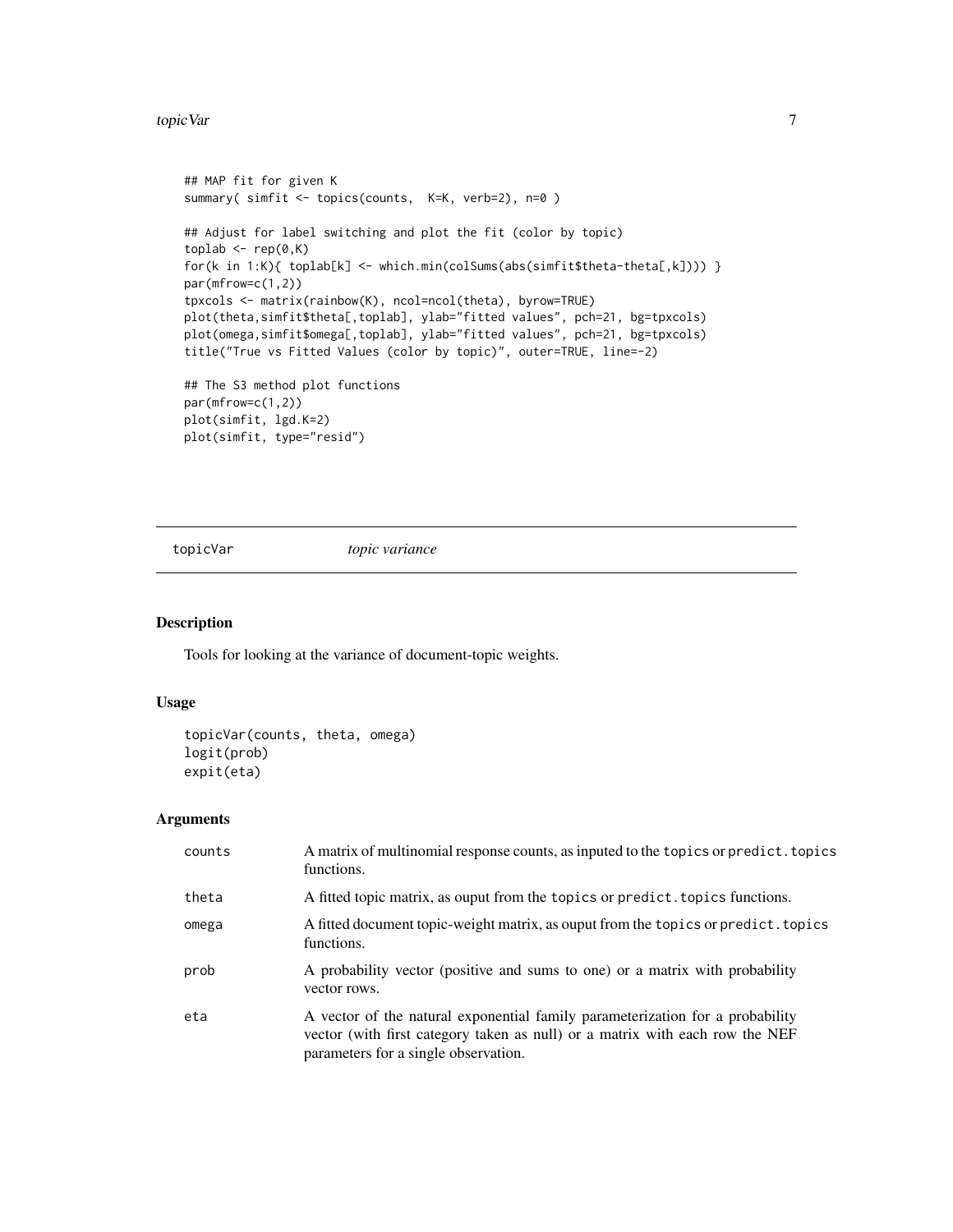```
## MAP fit for given K
summary( simfit <- topics(counts,  K=K, verb=2), n=0 )

## Adjust for label switching and plot the fit (color by topic)
toplab <- rep(0,K)
for(k in 1:K){ toplab[k] <- which.min(colSums(abs(simfit$theta-theta[,k]))) }
par(mfrow=c(1,2))
tpxcols <- matrix(rainbow(K), ncol=ncol(theta), byrow=TRUE)
plot(theta,simfit$theta[,toplab], ylab="fitted values", pch=21, bg=tpxcols)
plot(omega,simfit$omega[,toplab], ylab="fitted values", pch=21, bg=tpxcols)
title("True vs Fitted Values (color by topic)", outer=TRUE, line=-2)

## The S3 method plot functions
par(mfrow=c(1,2))
plot(simfit, lgd.K=2)
plot(simfit, type="resid")
```

---

## topicVar *topic variance*

### Description

Tools for looking at the variance of document-topic weights.

### Usage

```
topicVar(counts, theta, omega)
logit(prob)
expit(eta)
```

### Arguments

| | |
|---|---|
| counts | A matrix of multinomial response counts, as inputed to the `topics` or `predict.topics` functions. |
| theta | A fitted topic matrix, as ouput from the `topics` or `predict.topics` functions. |
| omega | A fitted document topic-weight matrix, as ouput from the `topics` or `predict.topics` functions. |
| prob | A probability vector (positive and sums to one) or a matrix with probability vector rows. |
| eta | A vector of the natural exponential family parameterization for a probability vector (with first category taken as null) or a matrix with each row the NEF parameters for a single observation. |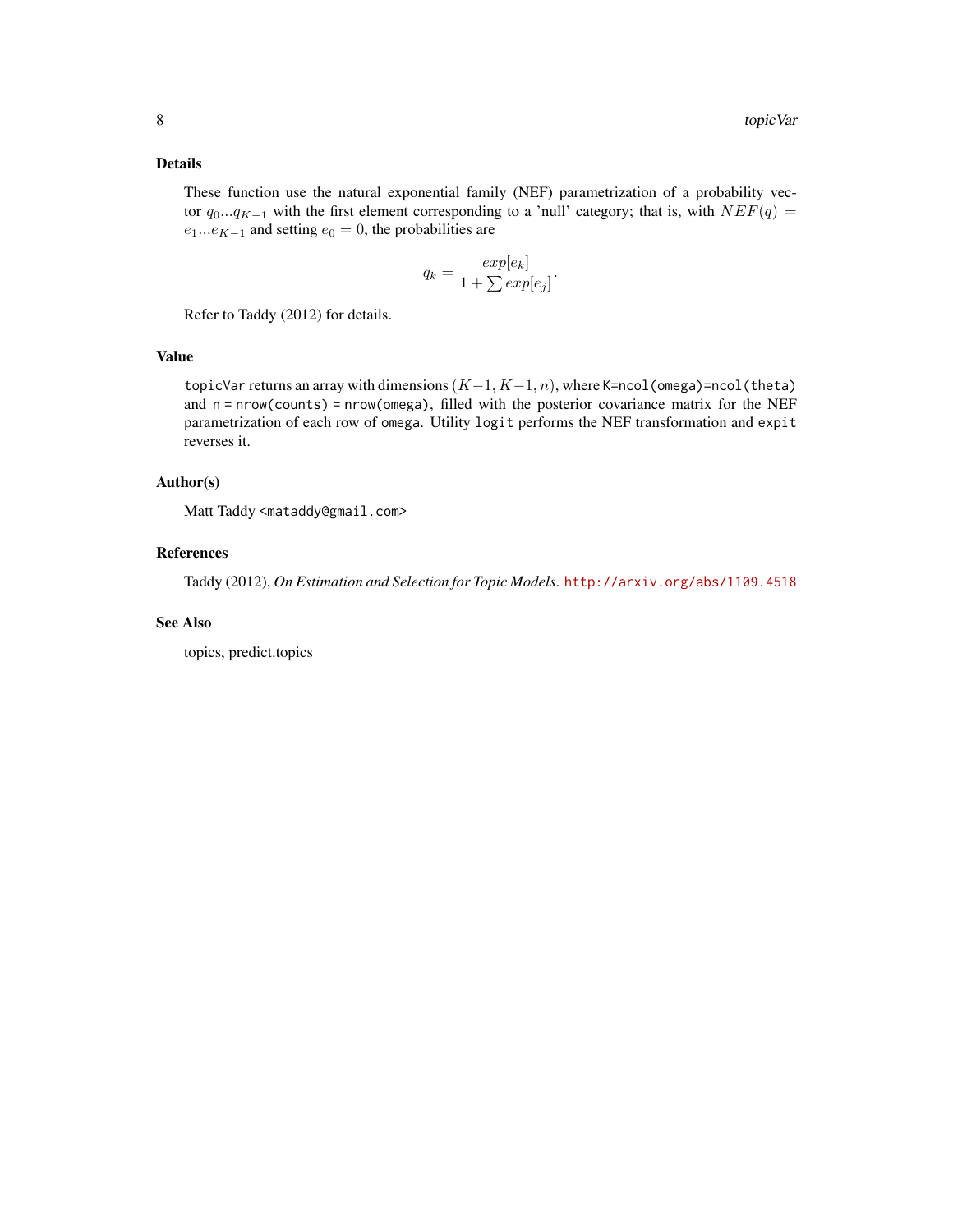## Details

These function use the natural exponential family (NEF) parametrization of a probability vector $q_0 ... q_{K-1}$ with the first element corresponding to a 'null' category; that is, with $NEF(q) = e_1 ... e_{K-1}$ and setting $e_0 = 0$, the probabilities are

$$q_k = \frac{exp[e_k]}{1 + \sum exp[e_j]}.$$

Refer to Taddy (2012) for details.

## Value

`topicVar` returns an array with dimensions $(K-1, K-1, n)$, where `K=ncol(omega)=ncol(theta)` and `n = nrow(counts) = nrow(omega)`, filled with the posterior covariance matrix for the NEF parametrization of each row of `omega`. Utility `logit` performs the NEF transformation and `expit` reverses it.

## Author(s)

Matt Taddy <`mataddy@gmail.com`>

## References

Taddy (2012), *On Estimation and Selection for Topic Models*. http://arxiv.org/abs/1109.4518

## See Also

topics, predict.topics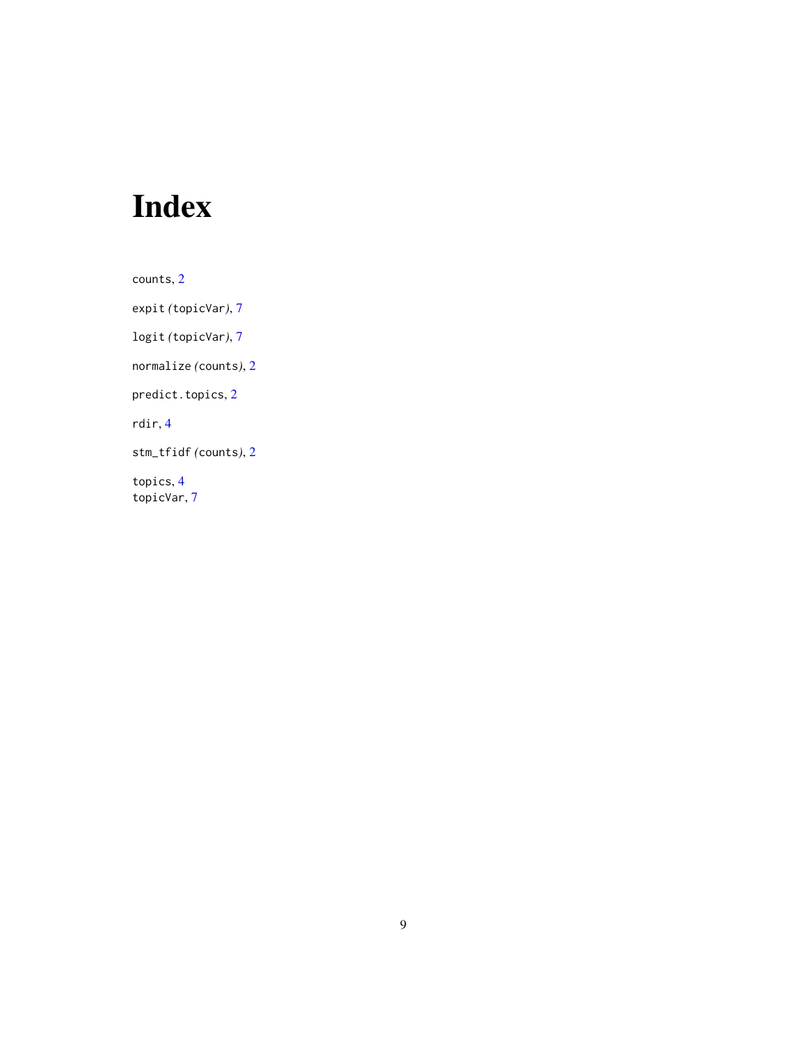# Index

counts, 2

expit (topicVar), 7

logit (topicVar), 7

normalize (counts), 2

predict.topics, 2

rdir, 4

stm_tfidf (counts), 2

topics, 4
topicVar, 7